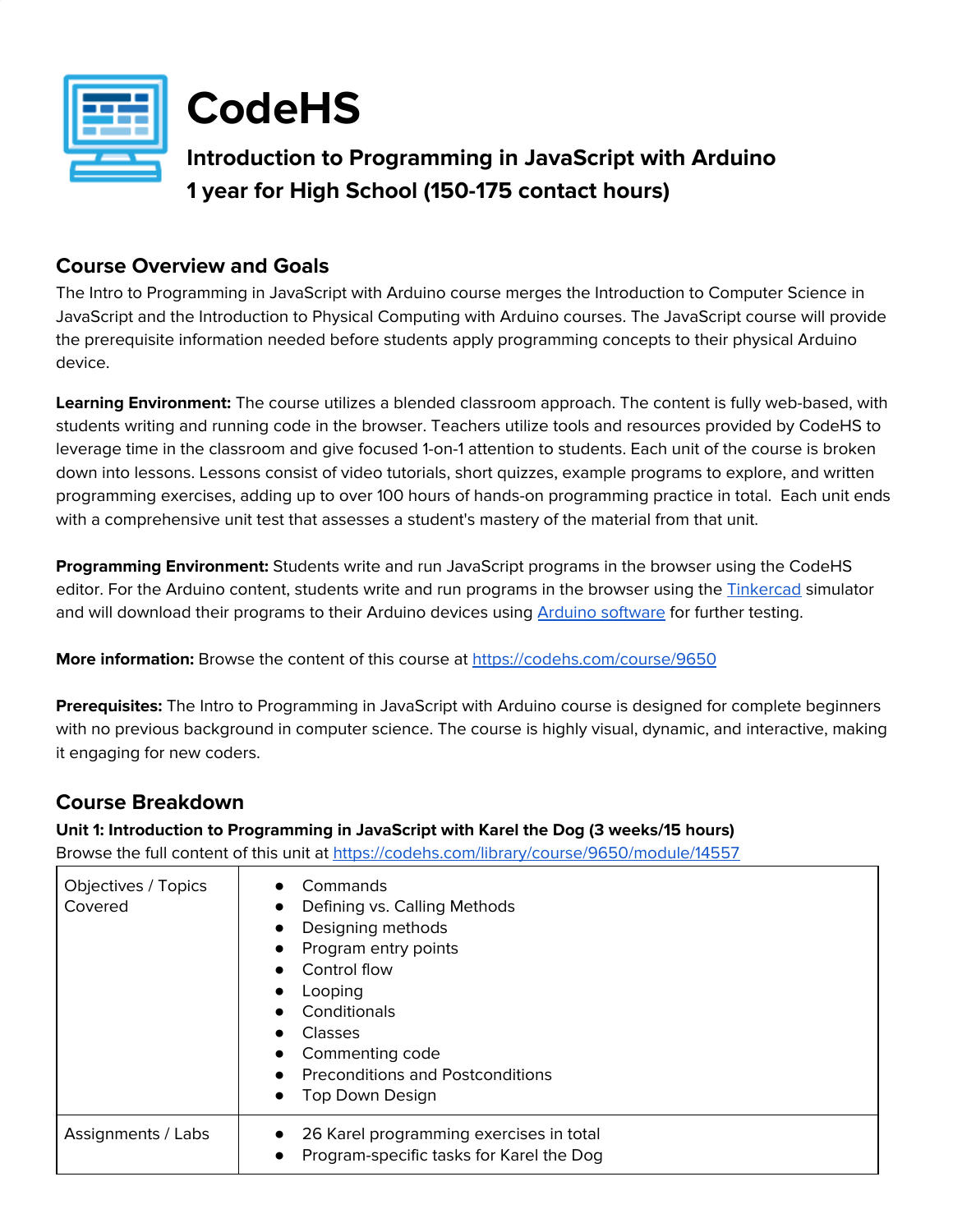# CodeHS

## Introduction to Programming in JavaScript with Arduino
## 1 year for High School (150-175 contact hours)

## Course Overview and Goals

The Intro to Programming in JavaScript with Arduino course merges the Introduction to Computer Science in JavaScript and the Introduction to Physical Computing with Arduino courses. The JavaScript course will provide the prerequisite information needed before students apply programming concepts to their physical Arduino device.

**Learning Environment:** The course utilizes a blended classroom approach. The content is fully web-based, with students writing and running code in the browser. Teachers utilize tools and resources provided by CodeHS to leverage time in the classroom and give focused 1-on-1 attention to students. Each unit of the course is broken down into lessons. Lessons consist of video tutorials, short quizzes, example programs to explore, and written programming exercises, adding up to over 100 hours of hands-on programming practice in total. Each unit ends with a comprehensive unit test that assesses a student's mastery of the material from that unit.

**Programming Environment:** Students write and run JavaScript programs in the browser using the CodeHS editor. For the Arduino content, students write and run programs in the browser using the Tinkercad simulator and will download their programs to their Arduino devices using Arduino software for further testing.

**More information:** Browse the content of this course at https://codehs.com/course/9650

**Prerequisites:** The Intro to Programming in JavaScript with Arduino course is designed for complete beginners with no previous background in computer science. The course is highly visual, dynamic, and interactive, making it engaging for new coders.

## Course Breakdown

**Unit 1: Introduction to Programming in JavaScript with Karel the Dog (3 weeks/15 hours)**
Browse the full content of this unit at https://codehs.com/library/course/9650/module/14557

| | |
|---|---|
| Objectives / Topics Covered | • Commands<br>• Defining vs. Calling Methods<br>• Designing methods<br>• Program entry points<br>• Control flow<br>• Looping<br>• Conditionals<br>• Classes<br>• Commenting code<br>• Preconditions and Postconditions<br>• Top Down Design |
| Assignments / Labs | • 26 Karel programming exercises in total<br>• Program-specific tasks for Karel the Dog |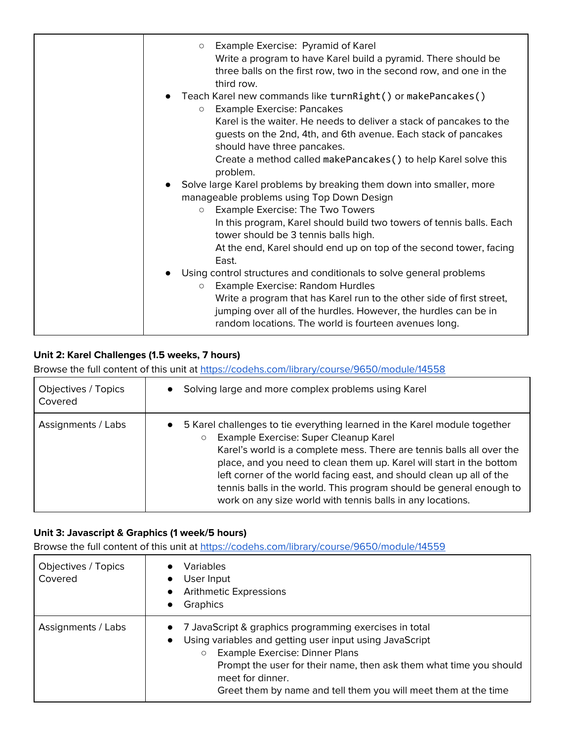| | |
|---|---|
| | ○ Example Exercise: Pyramid of Karel<br>Write a program to have Karel build a pyramid. There should be three balls on the first row, two in the second row, and one in the third row.<br>● Teach Karel new commands like `turnRight()` or `makePancakes()`<br>○ Example Exercise: Pancakes<br>Karel is the waiter. He needs to deliver a stack of pancakes to the guests on the 2nd, 4th, and 6th avenue. Each stack of pancakes should have three pancakes.<br>Create a method called `makePancakes()` to help Karel solve this problem.<br>● Solve large Karel problems by breaking them down into smaller, more manageable problems using Top Down Design<br>○ Example Exercise: The Two Towers<br>In this program, Karel should build two towers of tennis balls. Each tower should be 3 tennis balls high.<br>At the end, Karel should end up on top of the second tower, facing East.<br>● Using control structures and conditionals to solve general problems<br>○ Example Exercise: Random Hurdles<br>Write a program that has Karel run to the other side of first street, jumping over all of the hurdles. However, the hurdles can be in random locations. The world is fourteen avenues long. |

**Unit 2: Karel Challenges (1.5 weeks, 7 hours)**

Browse the full content of this unit at https://codehs.com/library/course/9650/module/14558

| | |
|---|---|
| Objectives / Topics Covered | ● Solving large and more complex problems using Karel |
| Assignments / Labs | ● 5 Karel challenges to tie everything learned in the Karel module together<br>○ Example Exercise: Super Cleanup Karel<br>Karel's world is a complete mess. There are tennis balls all over the place, and you need to clean them up. Karel will start in the bottom left corner of the world facing east, and should clean up all of the tennis balls in the world. This program should be general enough to work on any size world with tennis balls in any locations. |

**Unit 3: Javascript & Graphics (1 week/5 hours)**

Browse the full content of this unit at https://codehs.com/library/course/9650/module/14559

| | |
|---|---|
| Objectives / Topics Covered | ● Variables<br>● User Input<br>● Arithmetic Expressions<br>● Graphics |
| Assignments / Labs | ● 7 JavaScript & graphics programming exercises in total<br>● Using variables and getting user input using JavaScript<br>○ Example Exercise: Dinner Plans<br>Prompt the user for their name, then ask them what time you should meet for dinner.<br>Greet them by name and tell them you will meet them at the time |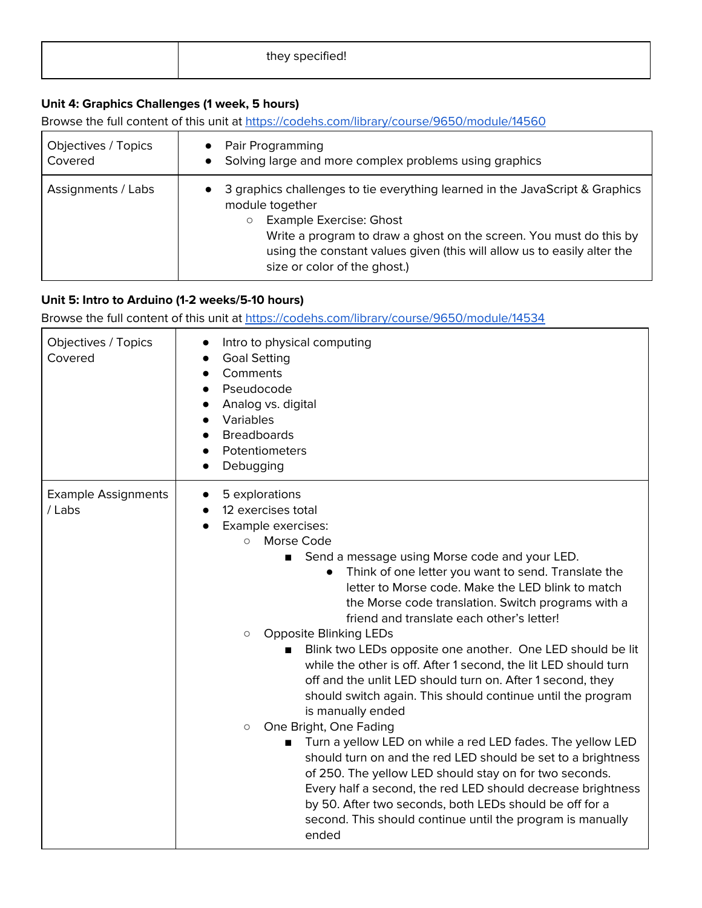| | they specified! |
|---|---|

**Unit 4: Graphics Challenges (1 week, 5 hours)**

Browse the full content of this unit at https://codehs.com/library/course/9650/module/14560

| | |
|---|---|
| Objectives / Topics Covered | ● Pair Programming<br>● Solving large and more complex problems using graphics |
| Assignments / Labs | ● 3 graphics challenges to tie everything learned in the JavaScript & Graphics module together<br>&nbsp;&nbsp;&nbsp;&nbsp;○ Example Exercise: Ghost<br>&nbsp;&nbsp;&nbsp;&nbsp;Write a program to draw a ghost on the screen. You must do this by using the constant values given (this will allow us to easily alter the size or color of the ghost.) |

**Unit 5: Intro to Arduino (1-2 weeks/5-10 hours)**

Browse the full content of this unit at https://codehs.com/library/course/9650/module/14534

| | |
|---|---|
| Objectives / Topics Covered | ● Intro to physical computing<br>● Goal Setting<br>● Comments<br>● Pseudocode<br>● Analog vs. digital<br>● Variables<br>● Breadboards<br>● Potentiometers<br>● Debugging |
| Example Assignments / Labs | ● 5 explorations<br>● 12 exercises total<br>● Example exercises:<br>&nbsp;&nbsp;&nbsp;&nbsp;○ Morse Code<br>&nbsp;&nbsp;&nbsp;&nbsp;&nbsp;&nbsp;&nbsp;&nbsp;■ Send a message using Morse code and your LED.<br>&nbsp;&nbsp;&nbsp;&nbsp;&nbsp;&nbsp;&nbsp;&nbsp;&nbsp;&nbsp;&nbsp;&nbsp;● Think of one letter you want to send. Translate the letter to Morse code. Make the LED blink to match the Morse code translation. Switch programs with a friend and translate each other's letter!<br>&nbsp;&nbsp;&nbsp;&nbsp;○ Opposite Blinking LEDs<br>&nbsp;&nbsp;&nbsp;&nbsp;&nbsp;&nbsp;&nbsp;&nbsp;■ Blink two LEDs opposite one another. One LED should be lit while the other is off. After 1 second, the lit LED should turn off and the unlit LED should turn on. After 1 second, they should switch again. This should continue until the program is manually ended<br>&nbsp;&nbsp;&nbsp;&nbsp;○ One Bright, One Fading<br>&nbsp;&nbsp;&nbsp;&nbsp;&nbsp;&nbsp;&nbsp;&nbsp;■ Turn a yellow LED on while a red LED fades. The yellow LED should turn on and the red LED should be set to a brightness of 250. The yellow LED should stay on for two seconds. Every half a second, the red LED should decrease brightness by 50. After two seconds, both LEDs should be off for a second. This should continue until the program is manually ended |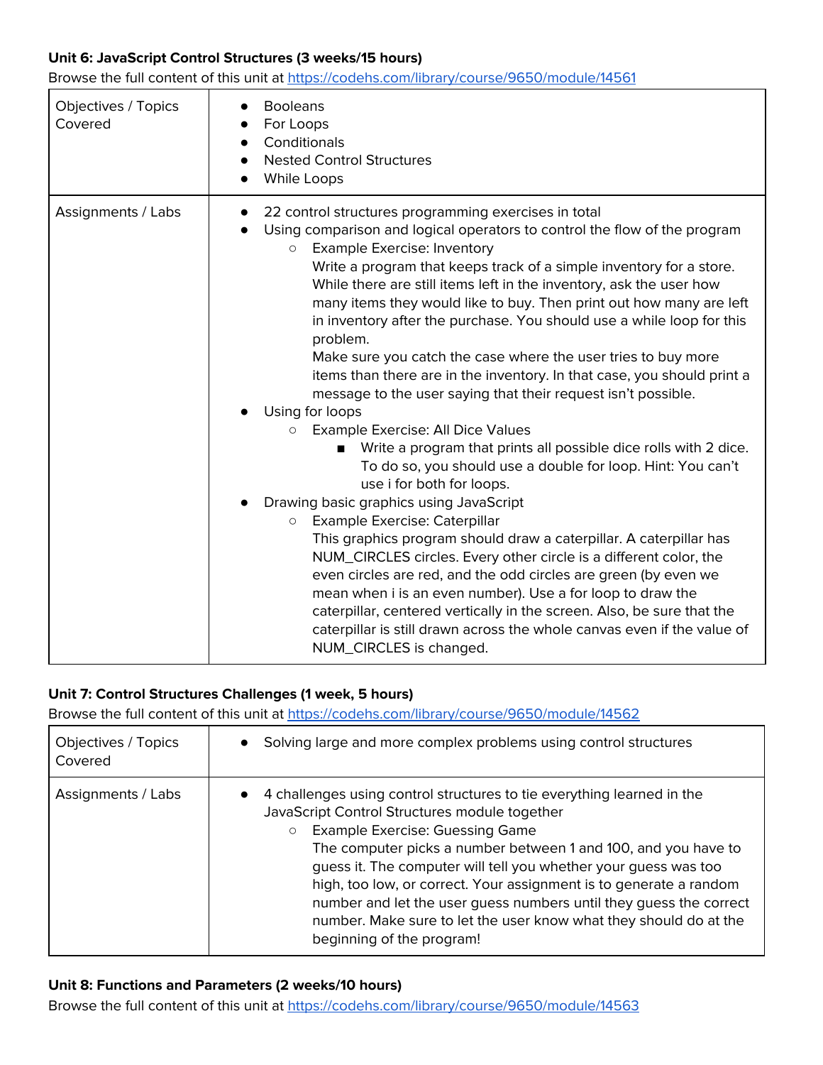**Unit 6: JavaScript Control Structures (3 weeks/15 hours)**

Browse the full content of this unit at https://codehs.com/library/course/9650/module/14561

| | |
|---|---|
| Objectives / Topics Covered | • Booleans<br>• For Loops<br>• Conditionals<br>• Nested Control Structures<br>• While Loops |
| Assignments / Labs | • 22 control structures programming exercises in total<br>• Using comparison and logical operators to control the flow of the program<br>  ○ Example Exercise: Inventory<br>  Write a program that keeps track of a simple inventory for a store. While there are still items left in the inventory, ask the user how many items they would like to buy. Then print out how many are left in inventory after the purchase. You should use a while loop for this problem.<br>  Make sure you catch the case where the user tries to buy more items than there are in the inventory. In that case, you should print a message to the user saying that their request isn't possible.<br>• Using for loops<br>  ○ Example Exercise: All Dice Values<br>    ■ Write a program that prints all possible dice rolls with 2 dice. To do so, you should use a double for loop. Hint: You can't use i for both for loops.<br>• Drawing basic graphics using JavaScript<br>  ○ Example Exercise: Caterpillar<br>  This graphics program should draw a caterpillar. A caterpillar has NUM_CIRCLES circles. Every other circle is a different color, the even circles are red, and the odd circles are green (by even we mean when i is an even number). Use a for loop to draw the caterpillar, centered vertically in the screen. Also, be sure that the caterpillar is still drawn across the whole canvas even if the value of NUM_CIRCLES is changed. |

**Unit 7: Control Structures Challenges (1 week, 5 hours)**

Browse the full content of this unit at https://codehs.com/library/course/9650/module/14562

| | |
|---|---|
| Objectives / Topics Covered | • Solving large and more complex problems using control structures |
| Assignments / Labs | • 4 challenges using control structures to tie everything learned in the JavaScript Control Structures module together<br>  ○ Example Exercise: Guessing Game<br>  The computer picks a number between 1 and 100, and you have to guess it. The computer will tell you whether your guess was too high, too low, or correct. Your assignment is to generate a random number and let the user guess numbers until they guess the correct number. Make sure to let the user know what they should do at the beginning of the program! |

**Unit 8: Functions and Parameters (2 weeks/10 hours)**

Browse the full content of this unit at https://codehs.com/library/course/9650/module/14563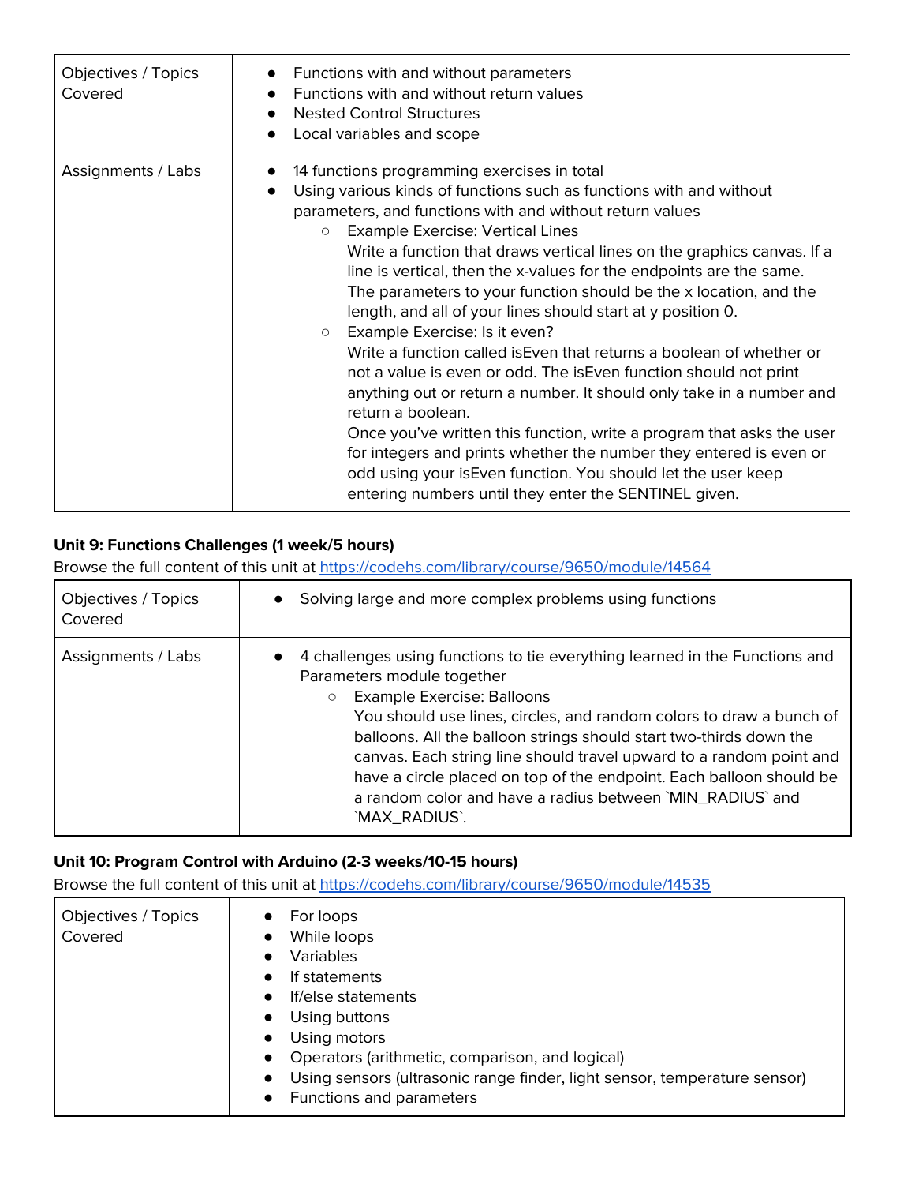| Objectives / Topics Covered | <ul><li>Functions with and without parameters</li><li>Functions with and without return values</li><li>Nested Control Structures</li><li>Local variables and scope</li></ul> |
| --- | --- |
| Assignments / Labs | <ul><li>14 functions programming exercises in total</li><li>Using various kinds of functions such as functions with and without parameters, and functions with and without return values<ul><li>Example Exercise: Vertical Lines<br>Write a function that draws vertical lines on the graphics canvas. If a line is vertical, then the x-values for the endpoints are the same. The parameters to your function should be the x location, and the length, and all of your lines should start at y position 0.</li><li>Example Exercise: Is it even?<br>Write a function called isEven that returns a boolean of whether or not a value is even or odd. The isEven function should not print anything out or return a number. It should only take in a number and return a boolean.<br>Once you've written this function, write a program that asks the user for integers and prints whether the number they entered is even or odd using your isEven function. You should let the user keep entering numbers until they enter the SENTINEL given.</li></ul></li></ul> |

**Unit 9: Functions Challenges (1 week/5 hours)**

Browse the full content of this unit at https://codehs.com/library/course/9650/module/14564

| Objectives / Topics Covered | <ul><li>Solving large and more complex problems using functions</li></ul> |
| --- | --- |
| Assignments / Labs | <ul><li>4 challenges using functions to tie everything learned in the Functions and Parameters module together<ul><li>Example Exercise: Balloons<br>You should use lines, circles, and random colors to draw a bunch of balloons. All the balloon strings should start two-thirds down the canvas. Each string line should travel upward to a random point and have a circle placed on top of the endpoint. Each balloon should be a random color and have a radius between `MIN_RADIUS` and `MAX_RADIUS`.</li></ul></li></ul> |

**Unit 10: Program Control with Arduino (2-3 weeks/10-15 hours)**

Browse the full content of this unit at https://codehs.com/library/course/9650/module/14535

| Objectives / Topics Covered | <ul><li>For loops</li><li>While loops</li><li>Variables</li><li>If statements</li><li>If/else statements</li><li>Using buttons</li><li>Using motors</li><li>Operators (arithmetic, comparison, and logical)</li><li>Using sensors (ultrasonic range finder, light sensor, temperature sensor)</li><li>Functions and parameters</li></ul> |
| --- | --- |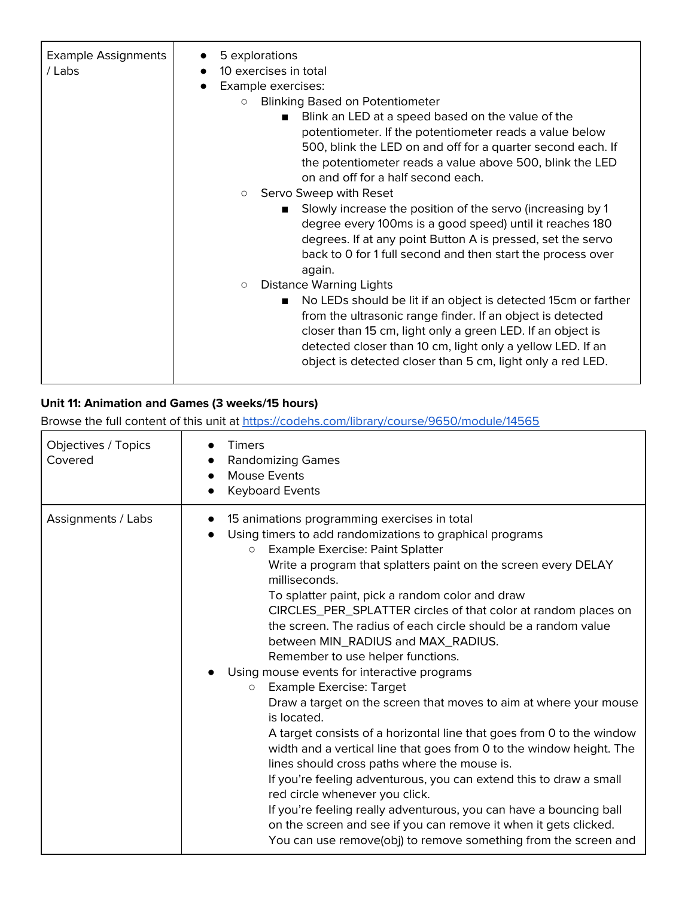| Example Assignments / Labs | <ul><li>5 explorations</li><li>10 exercises in total</li><li>Example exercises:<ul><li>Blinking Based on Potentiometer<ul><li>Blink an LED at a speed based on the value of the potentiometer. If the potentiometer reads a value below 500, blink the LED on and off for a quarter second each. If the potentiometer reads a value above 500, blink the LED on and off for a half second each.</li></ul></li><li>Servo Sweep with Reset<ul><li>Slowly increase the position of the servo (increasing by 1 degree every 100ms is a good speed) until it reaches 180 degrees. If at any point Button A is pressed, set the servo back to 0 for 1 full second and then start the process over again.</li></ul></li><li>Distance Warning Lights<ul><li>No LEDs should be lit if an object is detected 15cm or farther from the ultrasonic range finder. If an object is detected closer than 15 cm, light only a green LED. If an object is detected closer than 10 cm, light only a yellow LED. If an object is detected closer than 5 cm, light only a red LED.</li></ul></li></ul></li></ul> |
|---|---|

**Unit 11: Animation and Games (3 weeks/15 hours)**

Browse the full content of this unit at https://codehs.com/library/course/9650/module/14565

| Objectives / Topics Covered | <ul><li>Timers</li><li>Randomizing Games</li><li>Mouse Events</li><li>Keyboard Events</li></ul> |
|---|---|
| Assignments / Labs | <ul><li>15 animations programming exercises in total</li><li>Using timers to add randomizations to graphical programs<ul><li>Example Exercise: Paint Splatter<br>Write a program that splatters paint on the screen every DELAY milliseconds.<br>To splatter paint, pick a random color and draw CIRCLES_PER_SPLATTER circles of that color at random places on the screen. The radius of each circle should be a random value between MIN_RADIUS and MAX_RADIUS.<br>Remember to use helper functions.</li></ul></li><li>Using mouse events for interactive programs<ul><li>Example Exercise: Target<br>Draw a target on the screen that moves to aim at where your mouse is located.<br>A target consists of a horizontal line that goes from 0 to the window width and a vertical line that goes from 0 to the window height. The lines should cross paths where the mouse is.<br>If you're feeling adventurous, you can extend this to draw a small red circle whenever you click.<br>If you're feeling really adventurous, you can have a bouncing ball on the screen and see if you can remove it when it gets clicked.<br>You can use remove(obj) to remove something from the screen and</li></ul></li></ul> |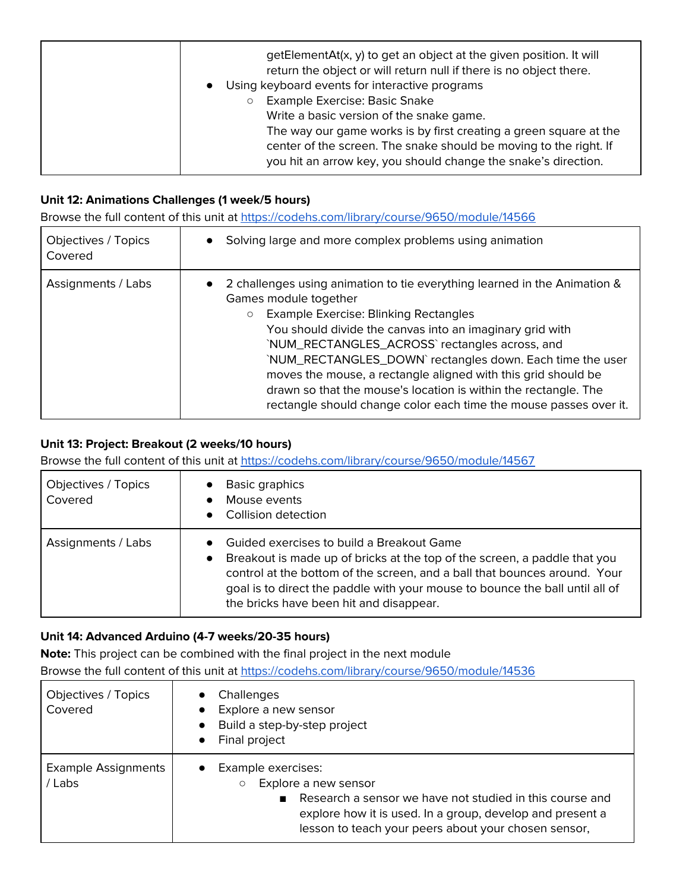| | |
|---|---|
| | getElementAt(x, y) to get an object at the given position. It will return the object or will return null if there is no object there.<br>• Using keyboard events for interactive programs<br>○ Example Exercise: Basic Snake<br>Write a basic version of the snake game.<br>The way our game works is by first creating a green square at the center of the screen. The snake should be moving to the right. If you hit an arrow key, you should change the snake's direction. |

**Unit 12: Animations Challenges (1 week/5 hours)**

Browse the full content of this unit at https://codehs.com/library/course/9650/module/14566

| | |
|---|---|
| Objectives / Topics Covered | • Solving large and more complex problems using animation |
| Assignments / Labs | • 2 challenges using animation to tie everything learned in the Animation & Games module together<br>○ Example Exercise: Blinking Rectangles<br>You should divide the canvas into an imaginary grid with `NUM_RECTANGLES_ACROSS` rectangles across, and `NUM_RECTANGLES_DOWN` rectangles down. Each time the user moves the mouse, a rectangle aligned with this grid should be drawn so that the mouse's location is within the rectangle. The rectangle should change color each time the mouse passes over it. |

**Unit 13: Project: Breakout (2 weeks/10 hours)**

Browse the full content of this unit at https://codehs.com/library/course/9650/module/14567

| | |
|---|---|
| Objectives / Topics Covered | • Basic graphics<br>• Mouse events<br>• Collision detection |
| Assignments / Labs | • Guided exercises to build a Breakout Game<br>• Breakout is made up of bricks at the top of the screen, a paddle that you control at the bottom of the screen, and a ball that bounces around. Your goal is to direct the paddle with your mouse to bounce the ball until all of the bricks have been hit and disappear. |

**Unit 14: Advanced Arduino (4-7 weeks/20-35 hours)**

**Note:** This project can be combined with the final project in the next module

Browse the full content of this unit at https://codehs.com/library/course/9650/module/14536

| | |
|---|---|
| Objectives / Topics Covered | • Challenges<br>• Explore a new sensor<br>• Build a step-by-step project<br>• Final project |
| Example Assignments / Labs | • Example exercises:<br>○ Explore a new sensor<br>■ Research a sensor we have not studied in this course and explore how it is used. In a group, develop and present a lesson to teach your peers about your chosen sensor, |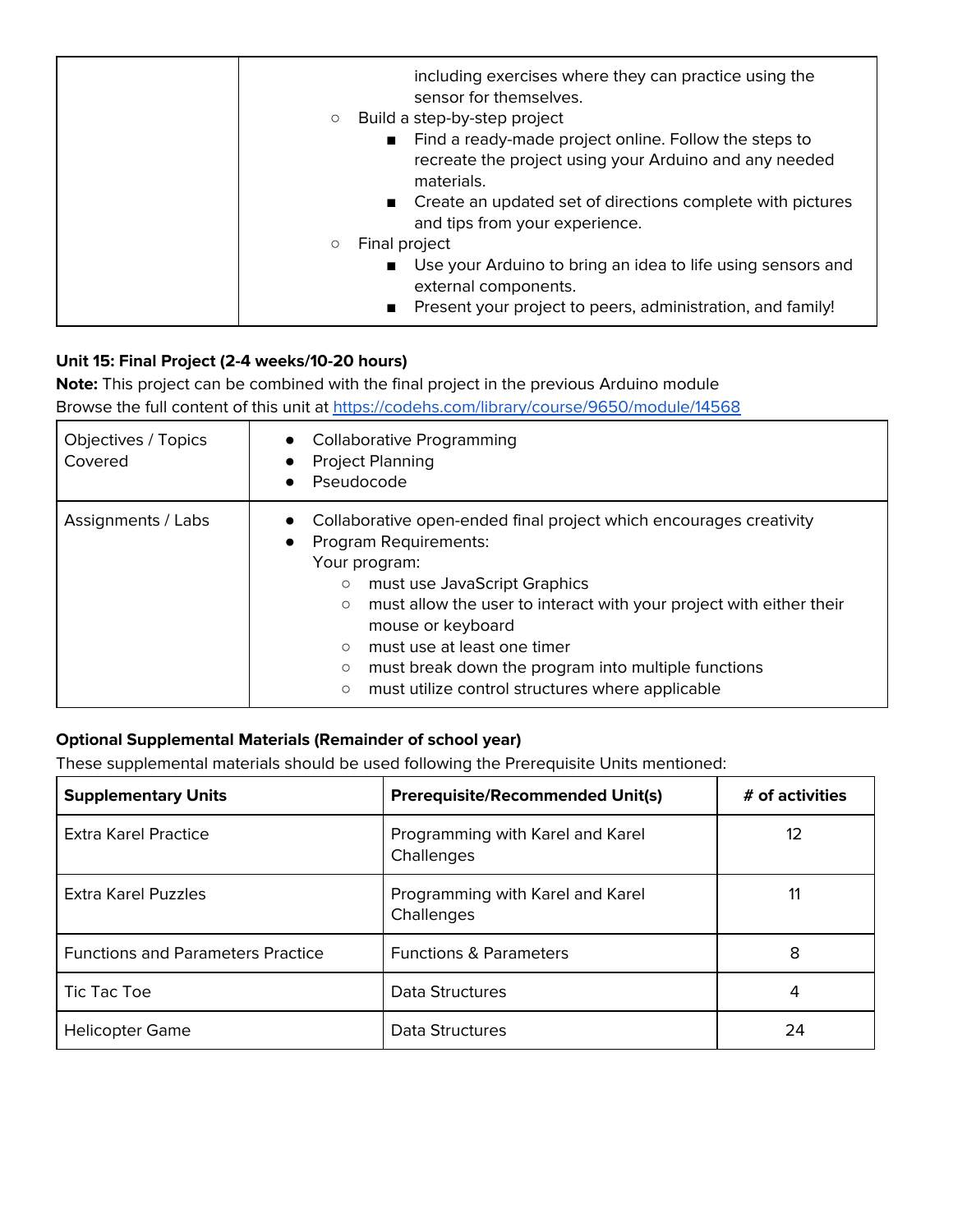| | |
|---|---|
| | including exercises where they can practice using the sensor for themselves.<br>○ Build a step-by-step project<br>&nbsp;&nbsp;■ Find a ready-made project online. Follow the steps to recreate the project using your Arduino and any needed materials.<br>&nbsp;&nbsp;■ Create an updated set of directions complete with pictures and tips from your experience.<br>○ Final project<br>&nbsp;&nbsp;■ Use your Arduino to bring an idea to life using sensors and external components.<br>&nbsp;&nbsp;■ Present your project to peers, administration, and family! |

**Unit 15: Final Project (2-4 weeks/10-20 hours)**
**Note:** This project can be combined with the final project in the previous Arduino module
Browse the full content of this unit at https://codehs.com/library/course/9650/module/14568

| | |
|---|---|
| Objectives / Topics Covered | • Collaborative Programming<br>• Project Planning<br>• Pseudocode |
| Assignments / Labs | • Collaborative open-ended final project which encourages creativity<br>• Program Requirements:<br>Your program:<br>&nbsp;&nbsp;○ must use JavaScript Graphics<br>&nbsp;&nbsp;○ must allow the user to interact with your project with either their mouse or keyboard<br>&nbsp;&nbsp;○ must use at least one timer<br>&nbsp;&nbsp;○ must break down the program into multiple functions<br>&nbsp;&nbsp;○ must utilize control structures where applicable |

**Optional Supplemental Materials (Remainder of school year)**
These supplemental materials should be used following the Prerequisite Units mentioned:

| Supplementary Units | Prerequisite/Recommended Unit(s) | # of activities |
|---|---|---|
| Extra Karel Practice | Programming with Karel and Karel Challenges | 12 |
| Extra Karel Puzzles | Programming with Karel and Karel Challenges | 11 |
| Functions and Parameters Practice | Functions & Parameters | 8 |
| Tic Tac Toe | Data Structures | 4 |
| Helicopter Game | Data Structures | 24 |